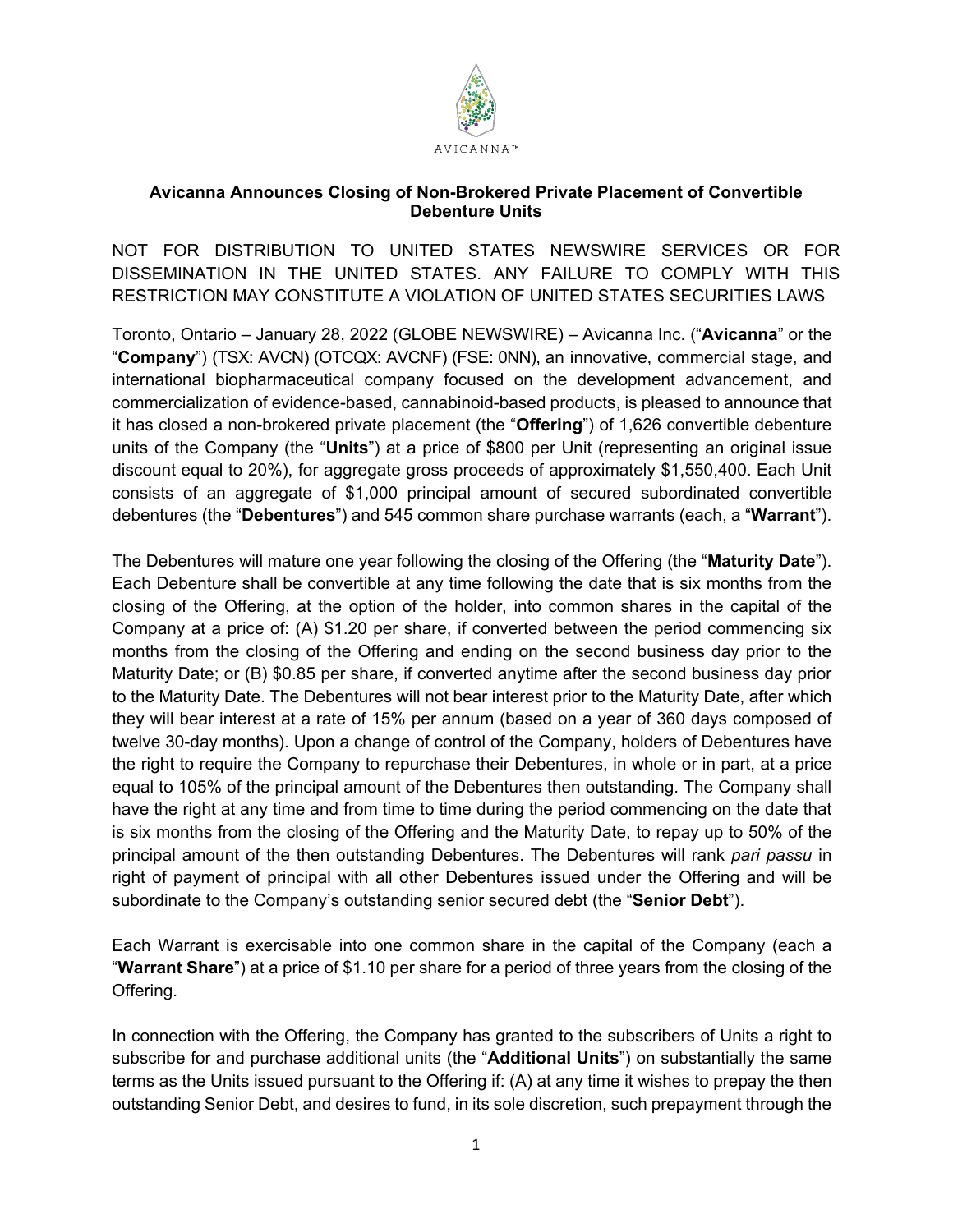# Avicanna Announces Closing of Non-Brokered Private Placement of Convertible Debenture Units

NOT FOR DISTRIBUTION TO UNITED STATES NEWSWIRE SERVICES OR FOR DISSEMINATION IN THE UNITED STATES. ANY FAILURE TO COMPLY WITH THIS RESTRICTION MAY CONSTITUTE A VIOLATION OF UNITED STATES SECURITIES LAWS

Toronto, Ontario – January 28, 2022 (GLOBE NEWSWIRE) – Avicanna Inc. ("**Avicanna**" or the "**Company**") (TSX: AVCN) (OTCQX: AVCNF) (FSE: 0NN), an innovative, commercial stage, and international biopharmaceutical company focused on the development advancement, and commercialization of evidence-based, cannabinoid-based products, is pleased to announce that it has closed a non-brokered private placement (the "**Offering**") of 1,626 convertible debenture units of the Company (the "**Units**") at a price of $800 per Unit (representing an original issue discount equal to 20%), for aggregate gross proceeds of approximately $1,550,400. Each Unit consists of an aggregate of $1,000 principal amount of secured subordinated convertible debentures (the "**Debentures**") and 545 common share purchase warrants (each, a "**Warrant**").

The Debentures will mature one year following the closing of the Offering (the "**Maturity Date**"). Each Debenture shall be convertible at any time following the date that is six months from the closing of the Offering, at the option of the holder, into common shares in the capital of the Company at a price of: (A) $1.20 per share, if converted between the period commencing six months from the closing of the Offering and ending on the second business day prior to the Maturity Date; or (B) $0.85 per share, if converted anytime after the second business day prior to the Maturity Date. The Debentures will not bear interest prior to the Maturity Date, after which they will bear interest at a rate of 15% per annum (based on a year of 360 days composed of twelve 30-day months). Upon a change of control of the Company, holders of Debentures have the right to require the Company to repurchase their Debentures, in whole or in part, at a price equal to 105% of the principal amount of the Debentures then outstanding. The Company shall have the right at any time and from time to time during the period commencing on the date that is six months from the closing of the Offering and the Maturity Date, to repay up to 50% of the principal amount of the then outstanding Debentures. The Debentures will rank *pari passu* in right of payment of principal with all other Debentures issued under the Offering and will be subordinate to the Company's outstanding senior secured debt (the "**Senior Debt**").

Each Warrant is exercisable into one common share in the capital of the Company (each a "**Warrant Share**") at a price of $1.10 per share for a period of three years from the closing of the Offering.

In connection with the Offering, the Company has granted to the subscribers of Units a right to subscribe for and purchase additional units (the "**Additional Units**") on substantially the same terms as the Units issued pursuant to the Offering if: (A) at any time it wishes to prepay the then outstanding Senior Debt, and desires to fund, in its sole discretion, such prepayment through the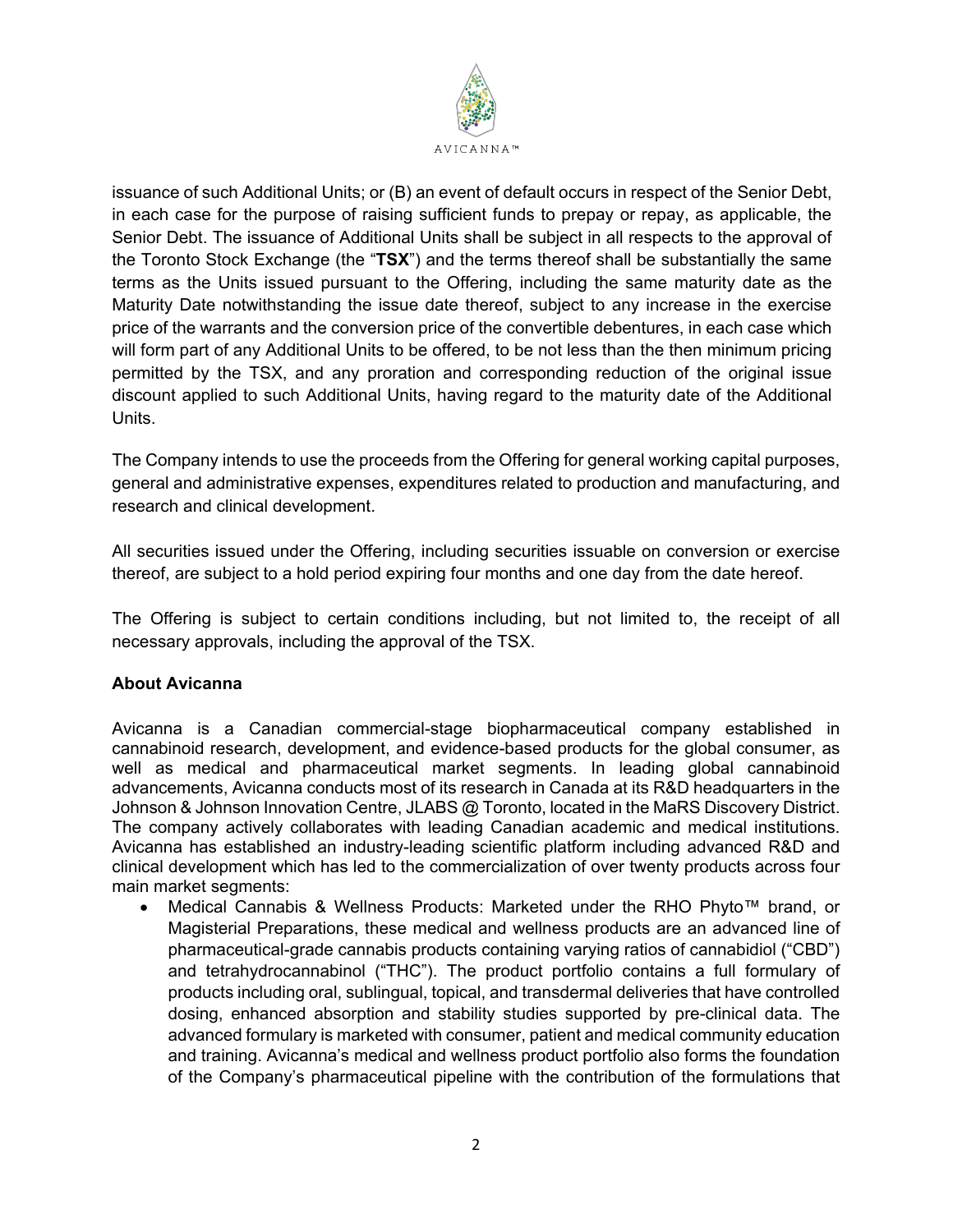issuance of such Additional Units; or (B) an event of default occurs in respect of the Senior Debt, in each case for the purpose of raising sufficient funds to prepay or repay, as applicable, the Senior Debt. The issuance of Additional Units shall be subject in all respects to the approval of the Toronto Stock Exchange (the "**TSX**") and the terms thereof shall be substantially the same terms as the Units issued pursuant to the Offering, including the same maturity date as the Maturity Date notwithstanding the issue date thereof, subject to any increase in the exercise price of the warrants and the conversion price of the convertible debentures, in each case which will form part of any Additional Units to be offered, to be not less than the then minimum pricing permitted by the TSX, and any proration and corresponding reduction of the original issue discount applied to such Additional Units, having regard to the maturity date of the Additional Units.

The Company intends to use the proceeds from the Offering for general working capital purposes, general and administrative expenses, expenditures related to production and manufacturing, and research and clinical development.

All securities issued under the Offering, including securities issuable on conversion or exercise thereof, are subject to a hold period expiring four months and one day from the date hereof.

The Offering is subject to certain conditions including, but not limited to, the receipt of all necessary approvals, including the approval of the TSX.

**About Avicanna**

Avicanna is a Canadian commercial-stage biopharmaceutical company established in cannabinoid research, development, and evidence-based products for the global consumer, as well as medical and pharmaceutical market segments. In leading global cannabinoid advancements, Avicanna conducts most of its research in Canada at its R&D headquarters in the Johnson & Johnson Innovation Centre, JLABS @ Toronto, located in the MaRS Discovery District. The company actively collaborates with leading Canadian academic and medical institutions. Avicanna has established an industry-leading scientific platform including advanced R&D and clinical development which has led to the commercialization of over twenty products across four main market segments:

- Medical Cannabis & Wellness Products: Marketed under the RHO Phyto™ brand, or Magisterial Preparations, these medical and wellness products are an advanced line of pharmaceutical-grade cannabis products containing varying ratios of cannabidiol ("CBD") and tetrahydrocannabinol ("THC"). The product portfolio contains a full formulary of products including oral, sublingual, topical, and transdermal deliveries that have controlled dosing, enhanced absorption and stability studies supported by pre-clinical data. The advanced formulary is marketed with consumer, patient and medical community education and training. Avicanna's medical and wellness product portfolio also forms the foundation of the Company's pharmaceutical pipeline with the contribution of the formulations that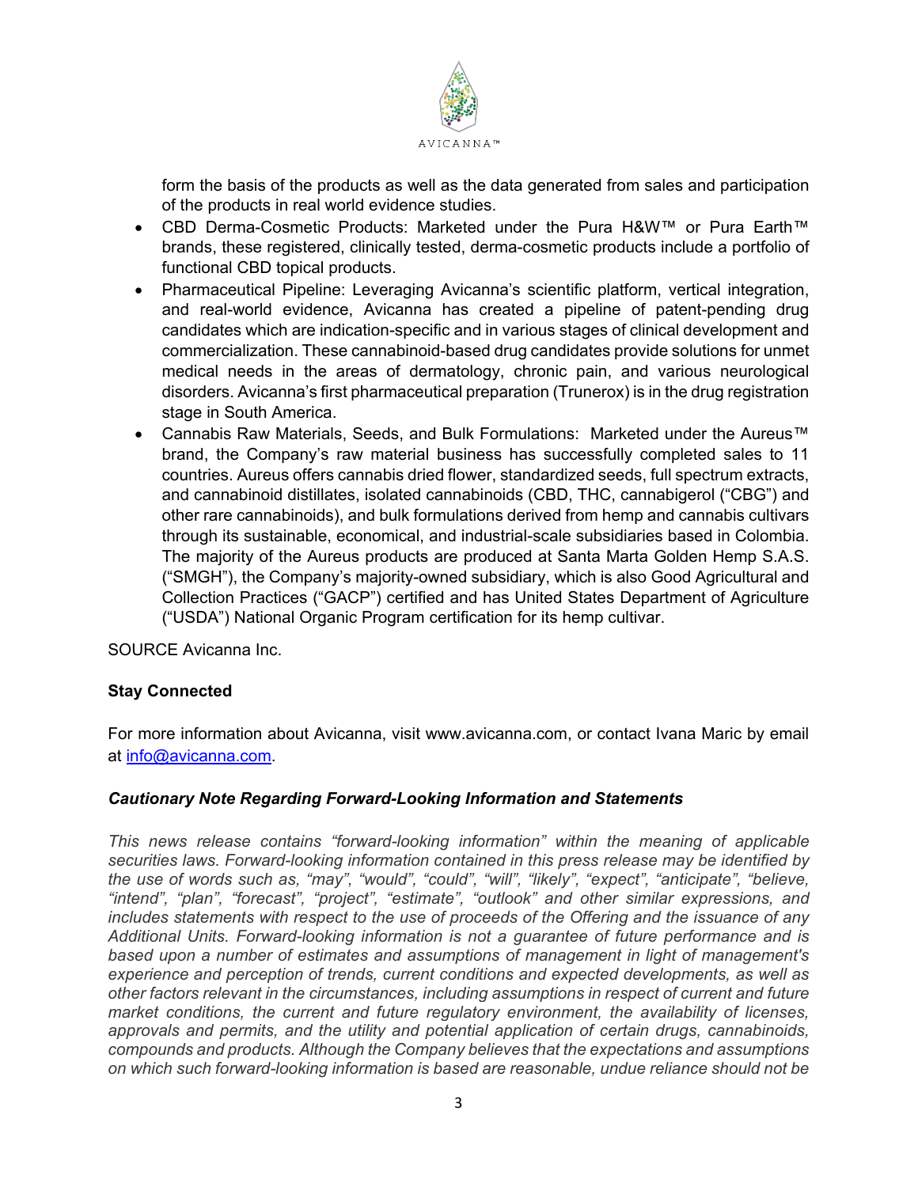form the basis of the products as well as the data generated from sales and participation of the products in real world evidence studies.

- CBD Derma-Cosmetic Products: Marketed under the Pura H&W™ or Pura Earth™ brands, these registered, clinically tested, derma-cosmetic products include a portfolio of functional CBD topical products.
- Pharmaceutical Pipeline: Leveraging Avicanna's scientific platform, vertical integration, and real-world evidence, Avicanna has created a pipeline of patent-pending drug candidates which are indication-specific and in various stages of clinical development and commercialization. These cannabinoid-based drug candidates provide solutions for unmet medical needs in the areas of dermatology, chronic pain, and various neurological disorders. Avicanna's first pharmaceutical preparation (Trunerox) is in the drug registration stage in South America.
- Cannabis Raw Materials, Seeds, and Bulk Formulations: Marketed under the Aureus™ brand, the Company's raw material business has successfully completed sales to 11 countries. Aureus offers cannabis dried flower, standardized seeds, full spectrum extracts, and cannabinoid distillates, isolated cannabinoids (CBD, THC, cannabigerol ("CBG") and other rare cannabinoids), and bulk formulations derived from hemp and cannabis cultivars through its sustainable, economical, and industrial-scale subsidiaries based in Colombia. The majority of the Aureus products are produced at Santa Marta Golden Hemp S.A.S. ("SMGH"), the Company's majority-owned subsidiary, which is also Good Agricultural and Collection Practices ("GACP") certified and has United States Department of Agriculture ("USDA") National Organic Program certification for its hemp cultivar.

SOURCE Avicanna Inc.

**Stay Connected**

For more information about Avicanna, visit www.avicanna.com, or contact Ivana Maric by email at info@avicanna.com.

***Cautionary Note Regarding Forward-Looking Information and Statements***

*This news release contains "forward-looking information" within the meaning of applicable securities laws. Forward-looking information contained in this press release may be identified by the use of words such as, "may", "would", "could", "will", "likely", "expect", "anticipate", "believe, "intend", "plan", "forecast", "project", "estimate", "outlook" and other similar expressions, and includes statements with respect to the use of proceeds of the Offering and the issuance of any Additional Units. Forward-looking information is not a guarantee of future performance and is based upon a number of estimates and assumptions of management in light of management's experience and perception of trends, current conditions and expected developments, as well as other factors relevant in the circumstances, including assumptions in respect of current and future market conditions, the current and future regulatory environment, the availability of licenses, approvals and permits, and the utility and potential application of certain drugs, cannabinoids, compounds and products. Although the Company believes that the expectations and assumptions on which such forward-looking information is based are reasonable, undue reliance should not be*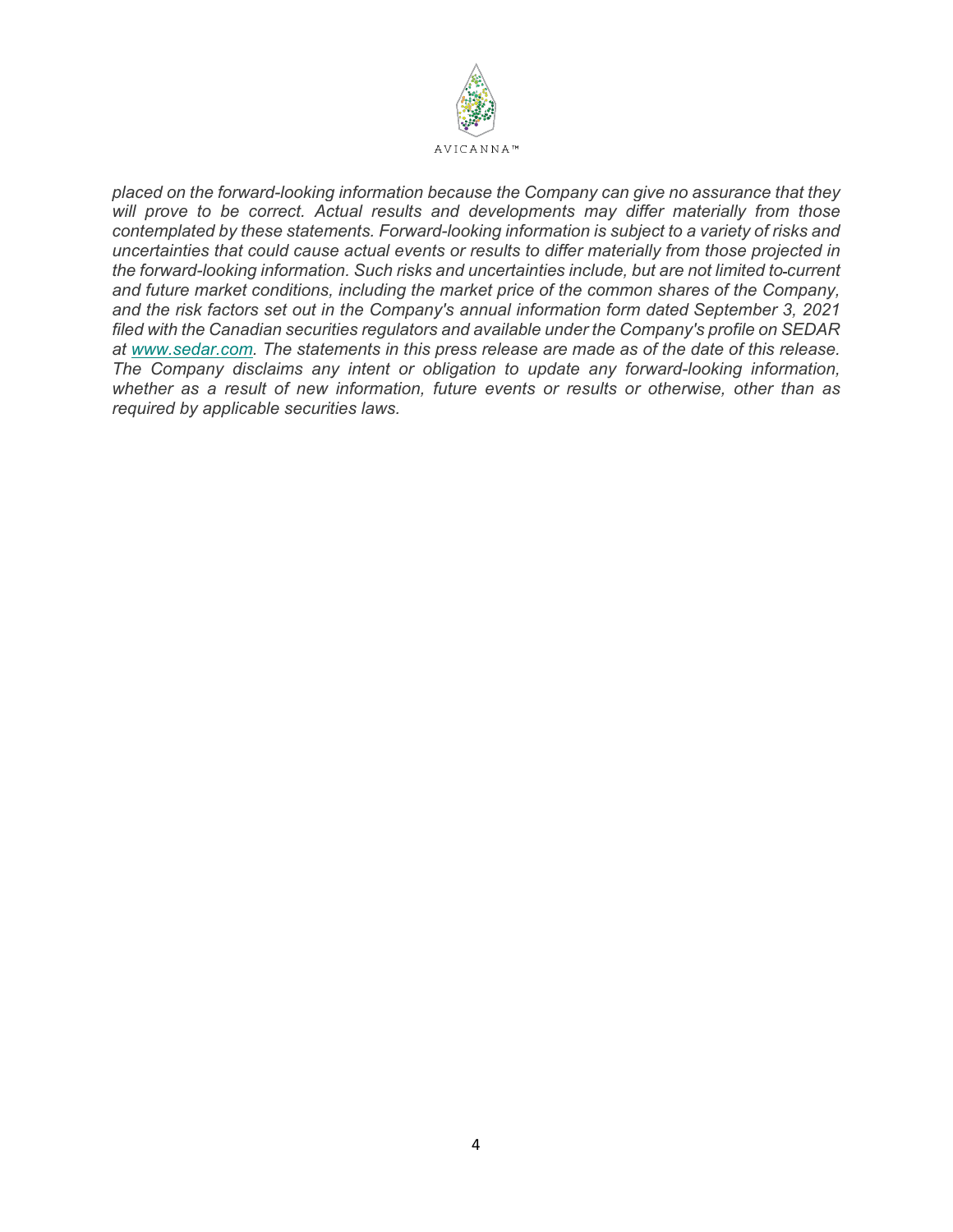*placed on the forward-looking information because the Company can give no assurance that they will prove to be correct. Actual results and developments may differ materially from those contemplated by these statements. Forward-looking information is subject to a variety of risks and uncertainties that could cause actual events or results to differ materially from those projected in the forward-looking information. Such risks and uncertainties include, but are not limited to current and future market conditions, including the market price of the common shares of the Company, and the risk factors set out in the Company's annual information form dated September 3, 2021 filed with the Canadian securities regulators and available under the Company's profile on SEDAR at [www.sedar.com](http://www.sedar.com). The statements in this press release are made as of the date of this release. The Company disclaims any intent or obligation to update any forward-looking information, whether as a result of new information, future events or results or otherwise, other than as required by applicable securities laws.*